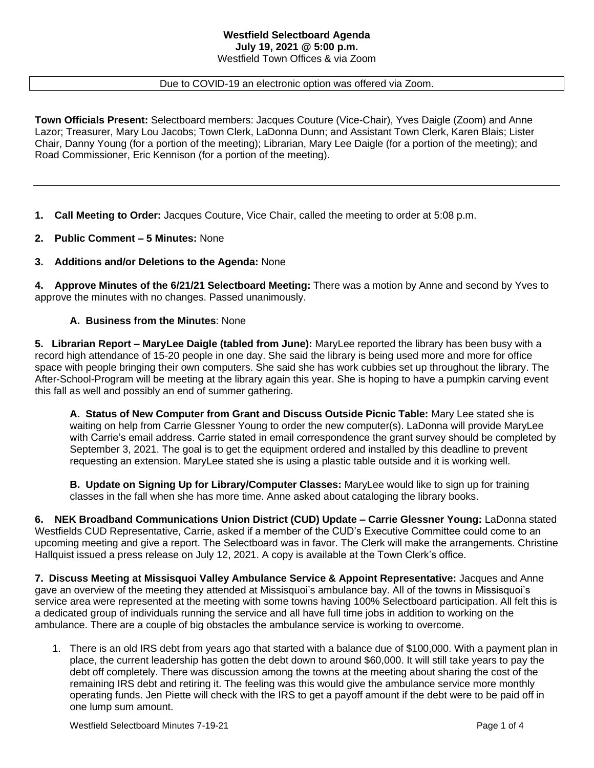**Westfield Selectboard Agenda**
**July 19, 2021 @ 5:00 p.m.**
Westfield Town Offices & via Zoom

Due to COVID-19 an electronic option was offered via Zoom.

**Town Officials Present:** Selectboard members: Jacques Couture (Vice-Chair), Yves Daigle (Zoom) and Anne Lazor; Treasurer, Mary Lou Jacobs; Town Clerk, LaDonna Dunn; and Assistant Town Clerk, Karen Blais; Lister Chair, Danny Young (for a portion of the meeting); Librarian, Mary Lee Daigle (for a portion of the meeting); and Road Commissioner, Eric Kennison (for a portion of the meeting).

---

**1. Call Meeting to Order:** Jacques Couture, Vice Chair, called the meeting to order at 5:08 p.m.

**2. Public Comment – 5 Minutes:** None

**3. Additions and/or Deletions to the Agenda:** None

**4. Approve Minutes of the 6/21/21 Selectboard Meeting:** There was a motion by Anne and second by Yves to approve the minutes with no changes. Passed unanimously.

**A. Business from the Minutes**: None

**5. Librarian Report – MaryLee Daigle (tabled from June):** MaryLee reported the library has been busy with a record high attendance of 15-20 people in one day. She said the library is being used more and more for office space with people bringing their own computers. She said she has work cubbies set up throughout the library. The After-School-Program will be meeting at the library again this year. She is hoping to have a pumpkin carving event this fall as well and possibly an end of summer gathering.

**A. Status of New Computer from Grant and Discuss Outside Picnic Table:** Mary Lee stated she is waiting on help from Carrie Glessner Young to order the new computer(s). LaDonna will provide MaryLee with Carrie's email address. Carrie stated in email correspondence the grant survey should be completed by September 3, 2021. The goal is to get the equipment ordered and installed by this deadline to prevent requesting an extension. MaryLee stated she is using a plastic table outside and it is working well.

**B. Update on Signing Up for Library/Computer Classes:** MaryLee would like to sign up for training classes in the fall when she has more time. Anne asked about cataloging the library books.

**6. NEK Broadband Communications Union District (CUD) Update – Carrie Glessner Young:** LaDonna stated Westfields CUD Representative, Carrie, asked if a member of the CUD's Executive Committee could come to an upcoming meeting and give a report. The Selectboard was in favor. The Clerk will make the arrangements. Christine Hallquist issued a press release on July 12, 2021. A copy is available at the Town Clerk's office.

**7. Discuss Meeting at Missisquoi Valley Ambulance Service & Appoint Representative:** Jacques and Anne gave an overview of the meeting they attended at Missisquoi's ambulance bay. All of the towns in Missisquoi's service area were represented at the meeting with some towns having 100% Selectboard participation. All felt this is a dedicated group of individuals running the service and all have full time jobs in addition to working on the ambulance. There are a couple of big obstacles the ambulance service is working to overcome.

1. There is an old IRS debt from years ago that started with a balance due of $100,000. With a payment plan in place, the current leadership has gotten the debt down to around $60,000. It will still take years to pay the debt off completely. There was discussion among the towns at the meeting about sharing the cost of the remaining IRS debt and retiring it. The feeling was this would give the ambulance service more monthly operating funds. Jen Piette will check with the IRS to get a payoff amount if the debt were to be paid off in one lump sum amount.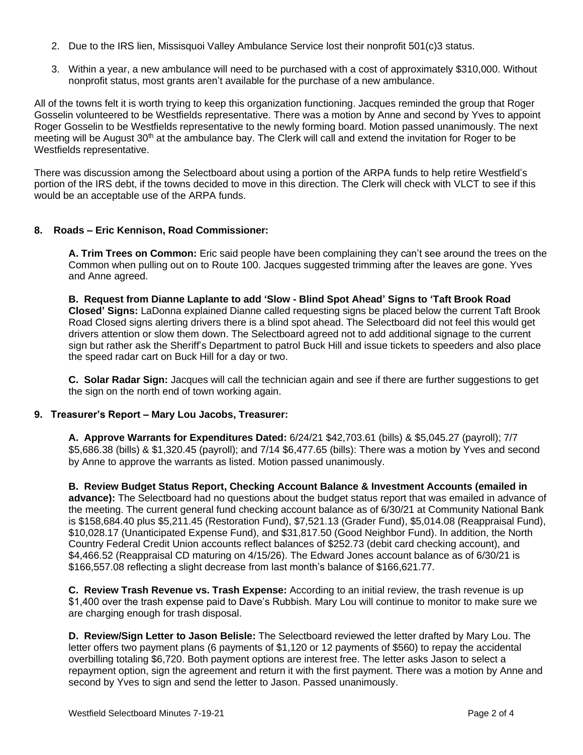2. Due to the IRS lien, Missisquoi Valley Ambulance Service lost their nonprofit 501(c)3 status.

3. Within a year, a new ambulance will need to be purchased with a cost of approximately $310,000. Without nonprofit status, most grants aren't available for the purchase of a new ambulance.

All of the towns felt it is worth trying to keep this organization functioning. Jacques reminded the group that Roger Gosselin volunteered to be Westfields representative. There was a motion by Anne and second by Yves to appoint Roger Gosselin to be Westfields representative to the newly forming board. Motion passed unanimously. The next meeting will be August 30th at the ambulance bay. The Clerk will call and extend the invitation for Roger to be Westfields representative.

There was discussion among the Selectboard about using a portion of the ARPA funds to help retire Westfield's portion of the IRS debt, if the towns decided to move in this direction. The Clerk will check with VLCT to see if this would be an acceptable use of the ARPA funds.

### 8. Roads – Eric Kennison, Road Commissioner:

**A. Trim Trees on Common:** Eric said people have been complaining they can't see around the trees on the Common when pulling out on to Route 100. Jacques suggested trimming after the leaves are gone. Yves and Anne agreed.

**B. Request from Dianne Laplante to add 'Slow - Blind Spot Ahead' Signs to 'Taft Brook Road Closed' Signs:** LaDonna explained Dianne called requesting signs be placed below the current Taft Brook Road Closed signs alerting drivers there is a blind spot ahead. The Selectboard did not feel this would get drivers attention or slow them down. The Selectboard agreed not to add additional signage to the current sign but rather ask the Sheriff's Department to patrol Buck Hill and issue tickets to speeders and also place the speed radar cart on Buck Hill for a day or two.

**C. Solar Radar Sign:** Jacques will call the technician again and see if there are further suggestions to get the sign on the north end of town working again.

### 9. Treasurer's Report – Mary Lou Jacobs, Treasurer:

**A. Approve Warrants for Expenditures Dated:** 6/24/21 $42,703.61 (bills) & $5,045.27 (payroll); 7/7 $5,686.38 (bills) & $1,320.45 (payroll); and 7/14 $6,477.65 (bills): There was a motion by Yves and second by Anne to approve the warrants as listed. Motion passed unanimously.

**B. Review Budget Status Report, Checking Account Balance & Investment Accounts (emailed in advance):** The Selectboard had no questions about the budget status report that was emailed in advance of the meeting. The current general fund checking account balance as of 6/30/21 at Community National Bank is $158,684.40 plus $5,211.45 (Restoration Fund), $7,521.13 (Grader Fund), $5,014.08 (Reappraisal Fund), $10,028.17 (Unanticipated Expense Fund), and $31,817.50 (Good Neighbor Fund). In addition, the North Country Federal Credit Union accounts reflect balances of $252.73 (debit card checking account), and $4,466.52 (Reappraisal CD maturing on 4/15/26). The Edward Jones account balance as of 6/30/21 is $166,557.08 reflecting a slight decrease from last month's balance of $166,621.77.

**C. Review Trash Revenue vs. Trash Expense:** According to an initial review, the trash revenue is up $1,400 over the trash expense paid to Dave's Rubbish. Mary Lou will continue to monitor to make sure we are charging enough for trash disposal.

**D. Review/Sign Letter to Jason Belisle:** The Selectboard reviewed the letter drafted by Mary Lou. The letter offers two payment plans (6 payments of $1,120 or 12 payments of $560) to repay the accidental overbilling totaling $6,720. Both payment options are interest free. The letter asks Jason to select a repayment option, sign the agreement and return it with the first payment. There was a motion by Anne and second by Yves to sign and send the letter to Jason. Passed unanimously.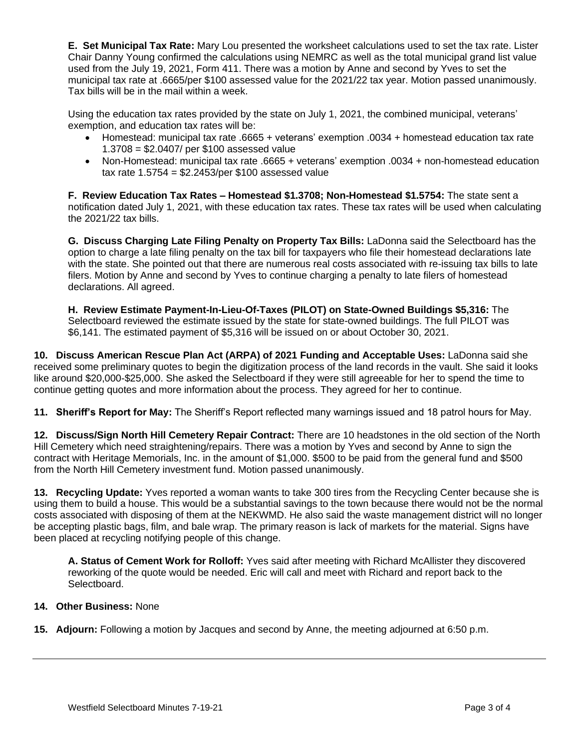**E. Set Municipal Tax Rate:** Mary Lou presented the worksheet calculations used to set the tax rate. Lister Chair Danny Young confirmed the calculations using NEMRC as well as the total municipal grand list value used from the July 19, 2021, Form 411. There was a motion by Anne and second by Yves to set the municipal tax rate at .6665/per $100 assessed value for the 2021/22 tax year. Motion passed unanimously. Tax bills will be in the mail within a week.

Using the education tax rates provided by the state on July 1, 2021, the combined municipal, veterans' exemption, and education tax rates will be:

- Homestead: municipal tax rate .6665 + veterans' exemption .0034 + homestead education tax rate 1.3708 = $2.0407/ per $100 assessed value
- Non-Homestead: municipal tax rate .6665 + veterans' exemption .0034 + non-homestead education tax rate 1.5754 = $2.2453/per $100 assessed value

**F. Review Education Tax Rates – Homestead $1.3708; Non-Homestead $1.5754:** The state sent a notification dated July 1, 2021, with these education tax rates. These tax rates will be used when calculating the 2021/22 tax bills.

**G. Discuss Charging Late Filing Penalty on Property Tax Bills:** LaDonna said the Selectboard has the option to charge a late filing penalty on the tax bill for taxpayers who file their homestead declarations late with the state. She pointed out that there are numerous real costs associated with re-issuing tax bills to late filers. Motion by Anne and second by Yves to continue charging a penalty to late filers of homestead declarations. All agreed.

**H. Review Estimate Payment-In-Lieu-Of-Taxes (PILOT) on State-Owned Buildings $5,316:** The Selectboard reviewed the estimate issued by the state for state-owned buildings. The full PILOT was $6,141. The estimated payment of $5,316 will be issued on or about October 30, 2021.

**10. Discuss American Rescue Plan Act (ARPA) of 2021 Funding and Acceptable Uses:** LaDonna said she received some preliminary quotes to begin the digitization process of the land records in the vault. She said it looks like around $20,000-$25,000. She asked the Selectboard if they were still agreeable for her to spend the time to continue getting quotes and more information about the process. They agreed for her to continue.

**11. Sheriff's Report for May:** The Sheriff's Report reflected many warnings issued and 18 patrol hours for May.

**12. Discuss/Sign North Hill Cemetery Repair Contract:** There are 10 headstones in the old section of the North Hill Cemetery which need straightening/repairs. There was a motion by Yves and second by Anne to sign the contract with Heritage Memorials, Inc. in the amount of $1,000. $500 to be paid from the general fund and $500 from the North Hill Cemetery investment fund. Motion passed unanimously.

**13. Recycling Update:** Yves reported a woman wants to take 300 tires from the Recycling Center because she is using them to build a house. This would be a substantial savings to the town because there would not be the normal costs associated with disposing of them at the NEKWMD. He also said the waste management district will no longer be accepting plastic bags, film, and bale wrap. The primary reason is lack of markets for the material. Signs have been placed at recycling notifying people of this change.

**A. Status of Cement Work for Rolloff:** Yves said after meeting with Richard McAllister they discovered reworking of the quote would be needed. Eric will call and meet with Richard and report back to the Selectboard.

**14. Other Business:** None

**15. Adjourn:** Following a motion by Jacques and second by Anne, the meeting adjourned at 6:50 p.m.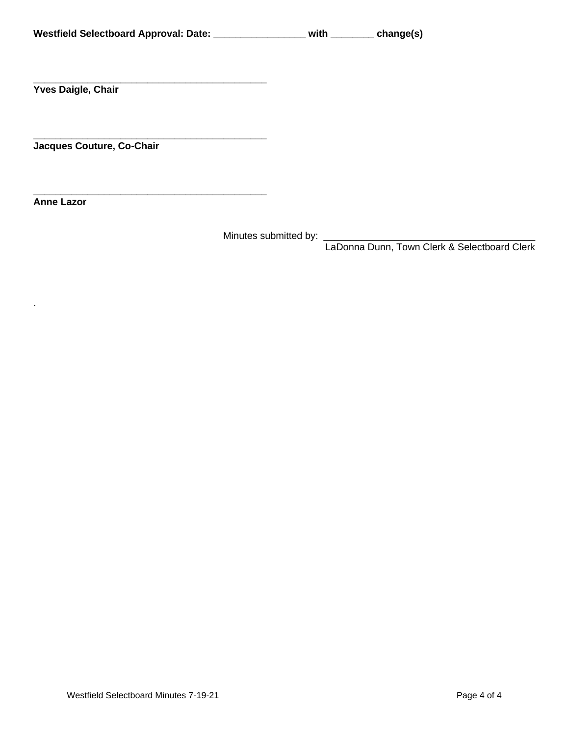**Westfield Selectboard Approval: Date: ________________ with _______ change(s)**

_____________________________________________
**Yves Daigle, Chair**

_____________________________________________
**Jacques Couture, Co-Chair**

_____________________________________________
**Anne Lazor**

Minutes submitted by: ______________________________________
LaDonna Dunn, Town Clerk & Selectboard Clerk

.